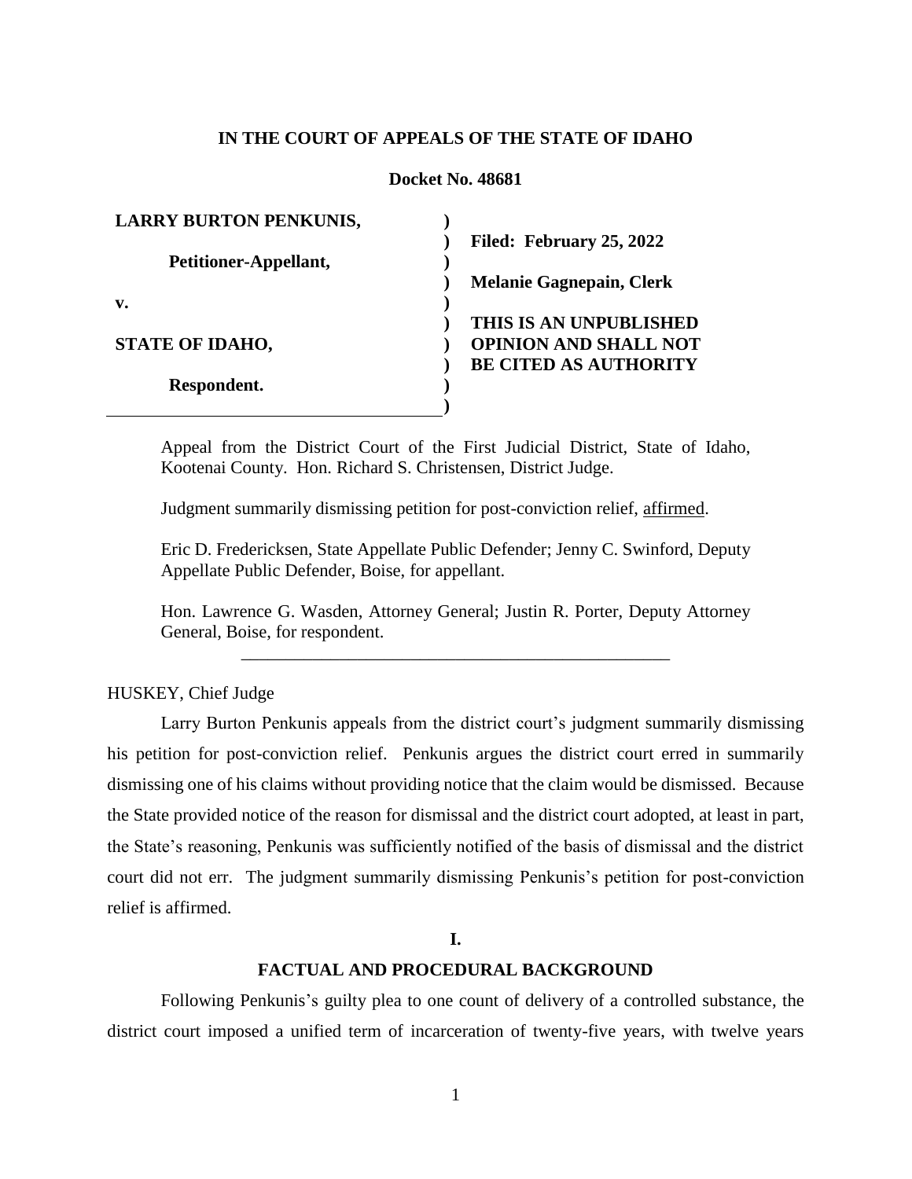**IN THE COURT OF APPEALS OF THE STATE OF IDAHO**

**Docket No. 48681**

| | |
|---|---|
| **LARRY BURTON PENKUNIS,** | **Filed: February 25, 2022** |
| **Petitioner-Appellant,** | **Melanie Gagnepain, Clerk** |
| **v.** | **THIS IS AN UNPUBLISHED OPINION AND SHALL NOT BE CITED AS AUTHORITY** |
| **STATE OF IDAHO,** | |
| **Respondent.** | |

Appeal from the District Court of the First Judicial District, State of Idaho, Kootenai County. Hon. Richard S. Christensen, District Judge.

Judgment summarily dismissing petition for post-conviction relief, affirmed.

Eric D. Fredericksen, State Appellate Public Defender; Jenny C. Swinford, Deputy Appellate Public Defender, Boise, for appellant.

Hon. Lawrence G. Wasden, Attorney General; Justin R. Porter, Deputy Attorney General, Boise, for respondent.

---

HUSKEY, Chief Judge

Larry Burton Penkunis appeals from the district court's judgment summarily dismissing his petition for post-conviction relief. Penkunis argues the district court erred in summarily dismissing one of his claims without providing notice that the claim would be dismissed. Because the State provided notice of the reason for dismissal and the district court adopted, at least in part, the State's reasoning, Penkunis was sufficiently notified of the basis of dismissal and the district court did not err. The judgment summarily dismissing Penkunis's petition for post-conviction relief is affirmed.

## I.

## FACTUAL AND PROCEDURAL BACKGROUND

Following Penkunis's guilty plea to one count of delivery of a controlled substance, the district court imposed a unified term of incarceration of twenty-five years, with twelve years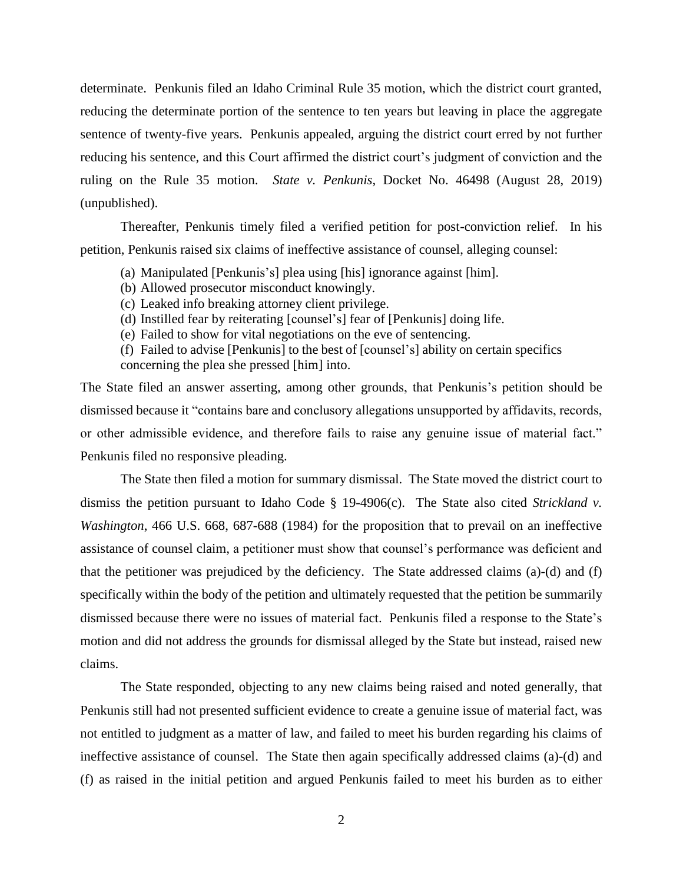determinate. Penkunis filed an Idaho Criminal Rule 35 motion, which the district court granted, reducing the determinate portion of the sentence to ten years but leaving in place the aggregate sentence of twenty-five years. Penkunis appealed, arguing the district court erred by not further reducing his sentence, and this Court affirmed the district court's judgment of conviction and the ruling on the Rule 35 motion. *State v. Penkunis*, Docket No. 46498 (August 28, 2019) (unpublished).

Thereafter, Penkunis timely filed a verified petition for post-conviction relief. In his petition, Penkunis raised six claims of ineffective assistance of counsel, alleging counsel:

> (a) Manipulated [Penkunis's] plea using [his] ignorance against [him].
> (b) Allowed prosecutor misconduct knowingly.
> (c) Leaked info breaking attorney client privilege.
> (d) Instilled fear by reiterating [counsel's] fear of [Penkunis] doing life.
> (e) Failed to show for vital negotiations on the eve of sentencing.
> (f) Failed to advise [Penkunis] to the best of [counsel's] ability on certain specifics concerning the plea she pressed [him] into.

The State filed an answer asserting, among other grounds, that Penkunis's petition should be dismissed because it "contains bare and conclusory allegations unsupported by affidavits, records, or other admissible evidence, and therefore fails to raise any genuine issue of material fact." Penkunis filed no responsive pleading.

The State then filed a motion for summary dismissal. The State moved the district court to dismiss the petition pursuant to Idaho Code § 19-4906(c). The State also cited *Strickland v. Washington*, 466 U.S. 668, 687-688 (1984) for the proposition that to prevail on an ineffective assistance of counsel claim, a petitioner must show that counsel's performance was deficient and that the petitioner was prejudiced by the deficiency. The State addressed claims (a)-(d) and (f) specifically within the body of the petition and ultimately requested that the petition be summarily dismissed because there were no issues of material fact. Penkunis filed a response to the State's motion and did not address the grounds for dismissal alleged by the State but instead, raised new claims.

The State responded, objecting to any new claims being raised and noted generally, that Penkunis still had not presented sufficient evidence to create a genuine issue of material fact, was not entitled to judgment as a matter of law, and failed to meet his burden regarding his claims of ineffective assistance of counsel. The State then again specifically addressed claims (a)-(d) and (f) as raised in the initial petition and argued Penkunis failed to meet his burden as to either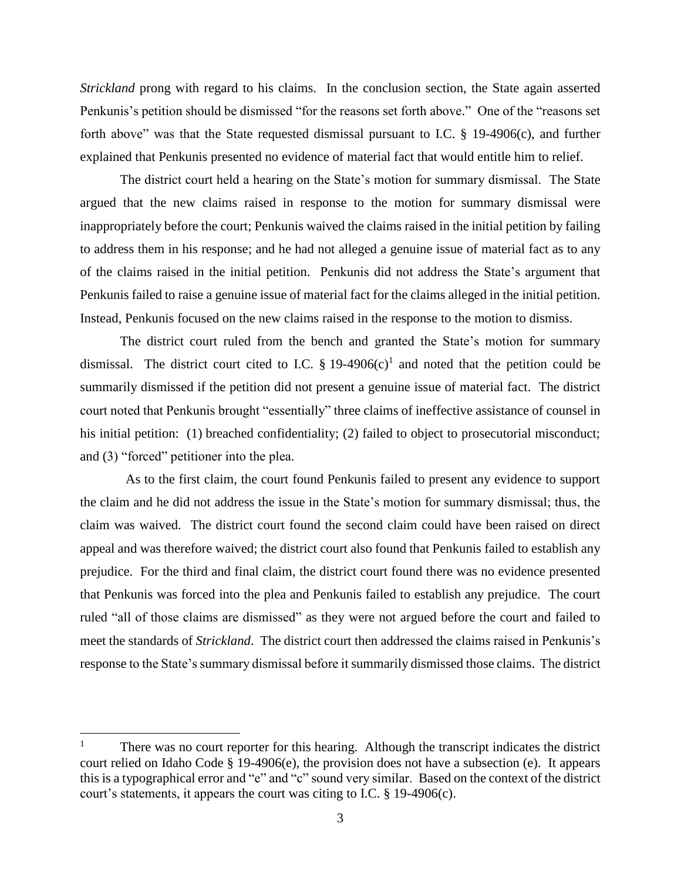*Strickland* prong with regard to his claims. In the conclusion section, the State again asserted Penkunis's petition should be dismissed "for the reasons set forth above." One of the "reasons set forth above" was that the State requested dismissal pursuant to I.C. § 19-4906(c), and further explained that Penkunis presented no evidence of material fact that would entitle him to relief.

The district court held a hearing on the State's motion for summary dismissal. The State argued that the new claims raised in response to the motion for summary dismissal were inappropriately before the court; Penkunis waived the claims raised in the initial petition by failing to address them in his response; and he had not alleged a genuine issue of material fact as to any of the claims raised in the initial petition. Penkunis did not address the State's argument that Penkunis failed to raise a genuine issue of material fact for the claims alleged in the initial petition. Instead, Penkunis focused on the new claims raised in the response to the motion to dismiss.

The district court ruled from the bench and granted the State's motion for summary dismissal. The district court cited to I.C. § 19-4906(c)[1] and noted that the petition could be summarily dismissed if the petition did not present a genuine issue of material fact. The district court noted that Penkunis brought "essentially" three claims of ineffective assistance of counsel in his initial petition: (1) breached confidentiality; (2) failed to object to prosecutorial misconduct; and (3) "forced" petitioner into the plea.

As to the first claim, the court found Penkunis failed to present any evidence to support the claim and he did not address the issue in the State's motion for summary dismissal; thus, the claim was waived. The district court found the second claim could have been raised on direct appeal and was therefore waived; the district court also found that Penkunis failed to establish any prejudice. For the third and final claim, the district court found there was no evidence presented that Penkunis was forced into the plea and Penkunis failed to establish any prejudice. The court ruled "all of those claims are dismissed" as they were not argued before the court and failed to meet the standards of *Strickland*. The district court then addressed the claims raised in Penkunis's response to the State's summary dismissal before it summarily dismissed those claims. The district

---

[1] There was no court reporter for this hearing. Although the transcript indicates the district court relied on Idaho Code § 19-4906(e), the provision does not have a subsection (e). It appears this is a typographical error and "e" and "c" sound very similar. Based on the context of the district court's statements, it appears the court was citing to I.C. § 19-4906(c).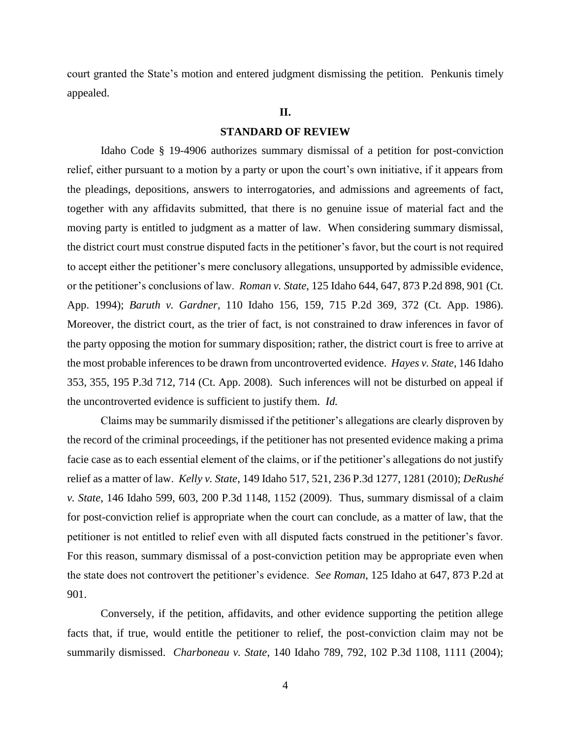court granted the State's motion and entered judgment dismissing the petition. Penkunis timely appealed.

## II.

## STANDARD OF REVIEW

Idaho Code § 19-4906 authorizes summary dismissal of a petition for post-conviction relief, either pursuant to a motion by a party or upon the court's own initiative, if it appears from the pleadings, depositions, answers to interrogatories, and admissions and agreements of fact, together with any affidavits submitted, that there is no genuine issue of material fact and the moving party is entitled to judgment as a matter of law. When considering summary dismissal, the district court must construe disputed facts in the petitioner's favor, but the court is not required to accept either the petitioner's mere conclusory allegations, unsupported by admissible evidence, or the petitioner's conclusions of law. *Roman v. State*, 125 Idaho 644, 647, 873 P.2d 898, 901 (Ct. App. 1994); *Baruth v. Gardner*, 110 Idaho 156, 159, 715 P.2d 369, 372 (Ct. App. 1986). Moreover, the district court, as the trier of fact, is not constrained to draw inferences in favor of the party opposing the motion for summary disposition; rather, the district court is free to arrive at the most probable inferences to be drawn from uncontroverted evidence. *Hayes v. State*, 146 Idaho 353, 355, 195 P.3d 712, 714 (Ct. App. 2008). Such inferences will not be disturbed on appeal if the uncontroverted evidence is sufficient to justify them. *Id.*

Claims may be summarily dismissed if the petitioner's allegations are clearly disproven by the record of the criminal proceedings, if the petitioner has not presented evidence making a prima facie case as to each essential element of the claims, or if the petitioner's allegations do not justify relief as a matter of law. *Kelly v. State*, 149 Idaho 517, 521, 236 P.3d 1277, 1281 (2010); *DeRushé v. State*, 146 Idaho 599, 603, 200 P.3d 1148, 1152 (2009). Thus, summary dismissal of a claim for post-conviction relief is appropriate when the court can conclude, as a matter of law, that the petitioner is not entitled to relief even with all disputed facts construed in the petitioner's favor. For this reason, summary dismissal of a post-conviction petition may be appropriate even when the state does not controvert the petitioner's evidence. *See Roman*, 125 Idaho at 647, 873 P.2d at 901.

Conversely, if the petition, affidavits, and other evidence supporting the petition allege facts that, if true, would entitle the petitioner to relief, the post-conviction claim may not be summarily dismissed. *Charboneau v. State*, 140 Idaho 789, 792, 102 P.3d 1108, 1111 (2004);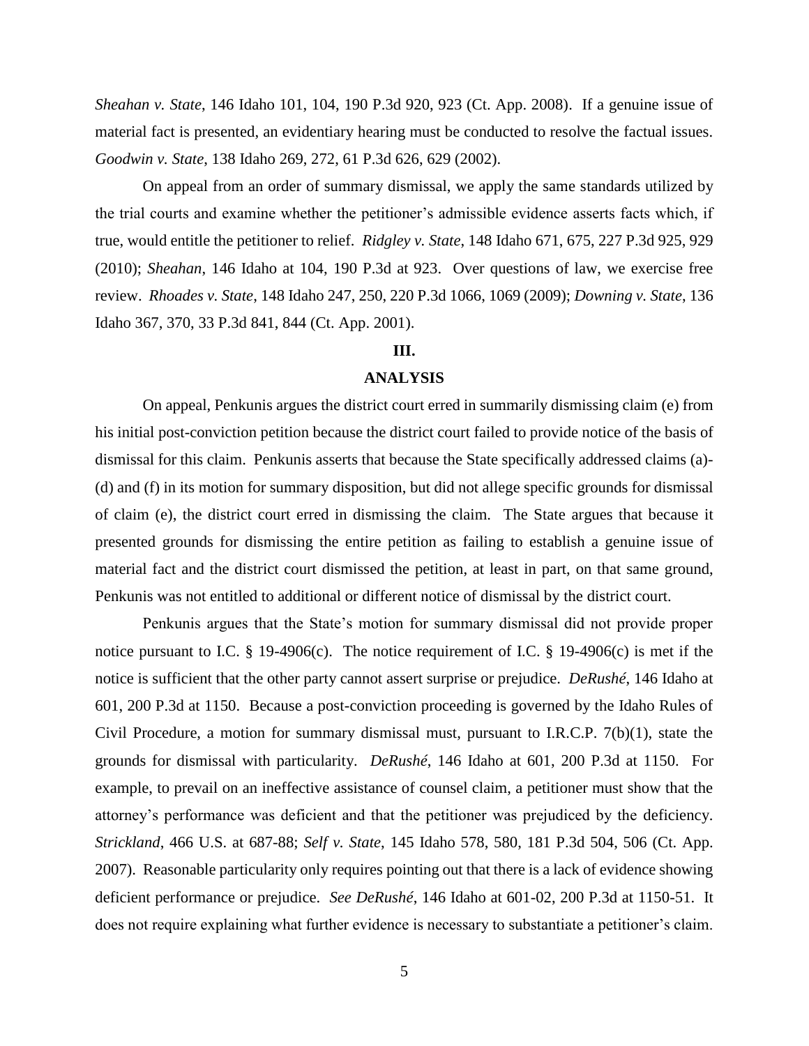*Sheahan v. State*, 146 Idaho 101, 104, 190 P.3d 920, 923 (Ct. App. 2008). If a genuine issue of material fact is presented, an evidentiary hearing must be conducted to resolve the factual issues. *Goodwin v. State*, 138 Idaho 269, 272, 61 P.3d 626, 629 (2002).

On appeal from an order of summary dismissal, we apply the same standards utilized by the trial courts and examine whether the petitioner's admissible evidence asserts facts which, if true, would entitle the petitioner to relief. *Ridgley v. State*, 148 Idaho 671, 675, 227 P.3d 925, 929 (2010); *Sheahan*, 146 Idaho at 104, 190 P.3d at 923. Over questions of law, we exercise free review. *Rhoades v. State*, 148 Idaho 247, 250, 220 P.3d 1066, 1069 (2009); *Downing v. State*, 136 Idaho 367, 370, 33 P.3d 841, 844 (Ct. App. 2001).

## III.

## ANALYSIS

On appeal, Penkunis argues the district court erred in summarily dismissing claim (e) from his initial post-conviction petition because the district court failed to provide notice of the basis of dismissal for this claim. Penkunis asserts that because the State specifically addressed claims (a)-(d) and (f) in its motion for summary disposition, but did not allege specific grounds for dismissal of claim (e), the district court erred in dismissing the claim. The State argues that because it presented grounds for dismissing the entire petition as failing to establish a genuine issue of material fact and the district court dismissed the petition, at least in part, on that same ground, Penkunis was not entitled to additional or different notice of dismissal by the district court.

Penkunis argues that the State's motion for summary dismissal did not provide proper notice pursuant to I.C. § 19-4906(c). The notice requirement of I.C. § 19-4906(c) is met if the notice is sufficient that the other party cannot assert surprise or prejudice. *DeRushé*, 146 Idaho at 601, 200 P.3d at 1150. Because a post-conviction proceeding is governed by the Idaho Rules of Civil Procedure, a motion for summary dismissal must, pursuant to I.R.C.P. 7(b)(1), state the grounds for dismissal with particularity. *DeRushé*, 146 Idaho at 601, 200 P.3d at 1150. For example, to prevail on an ineffective assistance of counsel claim, a petitioner must show that the attorney's performance was deficient and that the petitioner was prejudiced by the deficiency. *Strickland*, 466 U.S. at 687-88; *Self v. State*, 145 Idaho 578, 580, 181 P.3d 504, 506 (Ct. App. 2007). Reasonable particularity only requires pointing out that there is a lack of evidence showing deficient performance or prejudice. *See DeRushé*, 146 Idaho at 601-02, 200 P.3d at 1150-51. It does not require explaining what further evidence is necessary to substantiate a petitioner's claim.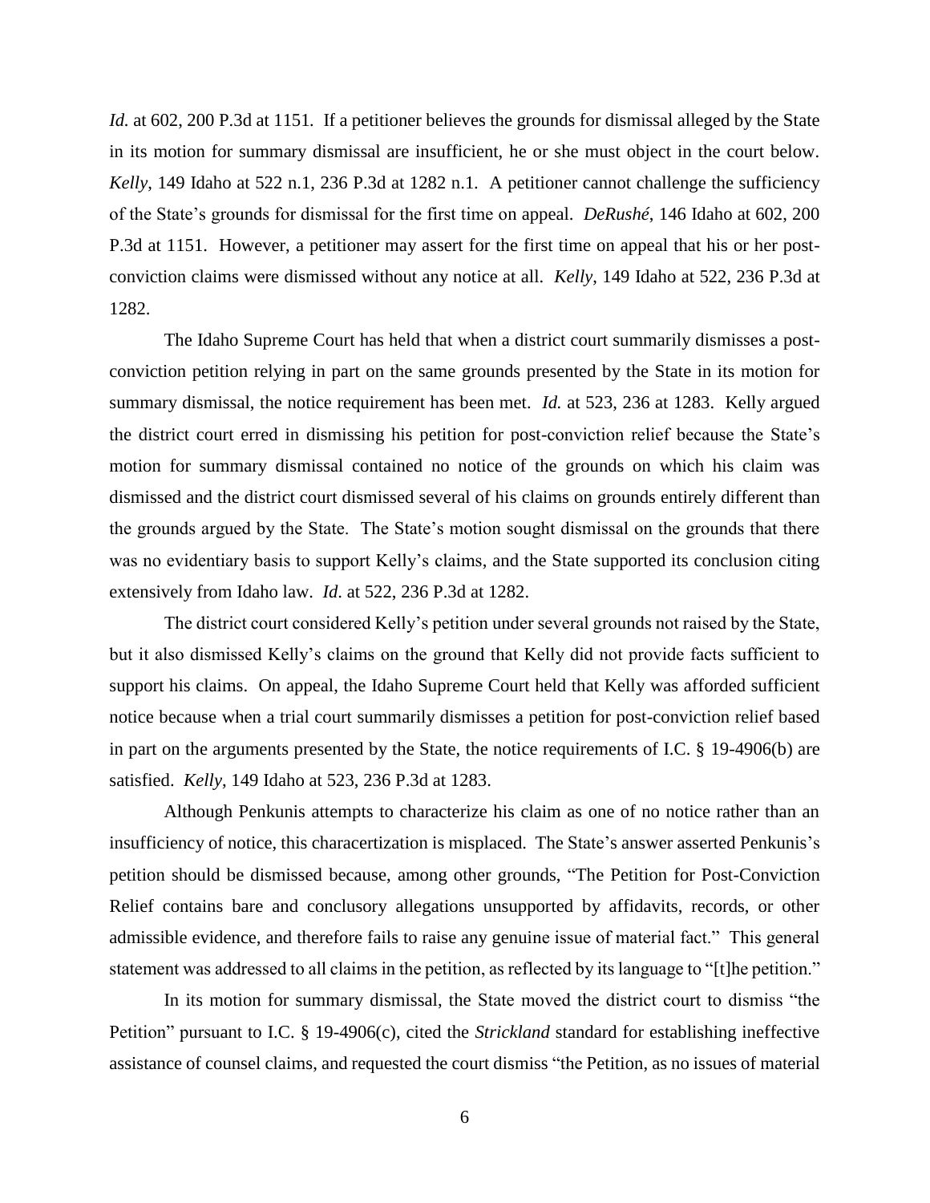*Id.* at 602, 200 P.3d at 1151. If a petitioner believes the grounds for dismissal alleged by the State in its motion for summary dismissal are insufficient, he or she must object in the court below. *Kelly*, 149 Idaho at 522 n.1, 236 P.3d at 1282 n.1. A petitioner cannot challenge the sufficiency of the State's grounds for dismissal for the first time on appeal. *DeRushé*, 146 Idaho at 602, 200 P.3d at 1151. However, a petitioner may assert for the first time on appeal that his or her post-conviction claims were dismissed without any notice at all. *Kelly*, 149 Idaho at 522, 236 P.3d at 1282.

The Idaho Supreme Court has held that when a district court summarily dismisses a post-conviction petition relying in part on the same grounds presented by the State in its motion for summary dismissal, the notice requirement has been met. *Id.* at 523, 236 at 1283. Kelly argued the district court erred in dismissing his petition for post-conviction relief because the State's motion for summary dismissal contained no notice of the grounds on which his claim was dismissed and the district court dismissed several of his claims on grounds entirely different than the grounds argued by the State. The State's motion sought dismissal on the grounds that there was no evidentiary basis to support Kelly's claims, and the State supported its conclusion citing extensively from Idaho law. *Id.* at 522, 236 P.3d at 1282.

The district court considered Kelly's petition under several grounds not raised by the State, but it also dismissed Kelly's claims on the ground that Kelly did not provide facts sufficient to support his claims. On appeal, the Idaho Supreme Court held that Kelly was afforded sufficient notice because when a trial court summarily dismisses a petition for post-conviction relief based in part on the arguments presented by the State, the notice requirements of I.C. § 19-4906(b) are satisfied. *Kelly*, 149 Idaho at 523, 236 P.3d at 1283.

Although Penkunis attempts to characterize his claim as one of no notice rather than an insufficiency of notice, this characertization is misplaced. The State's answer asserted Penkunis's petition should be dismissed because, among other grounds, "The Petition for Post-Conviction Relief contains bare and conclusory allegations unsupported by affidavits, records, or other admissible evidence, and therefore fails to raise any genuine issue of material fact." This general statement was addressed to all claims in the petition, as reflected by its language to "[t]he petition."

In its motion for summary dismissal, the State moved the district court to dismiss "the Petition" pursuant to I.C. § 19-4906(c), cited the *Strickland* standard for establishing ineffective assistance of counsel claims, and requested the court dismiss "the Petition, as no issues of material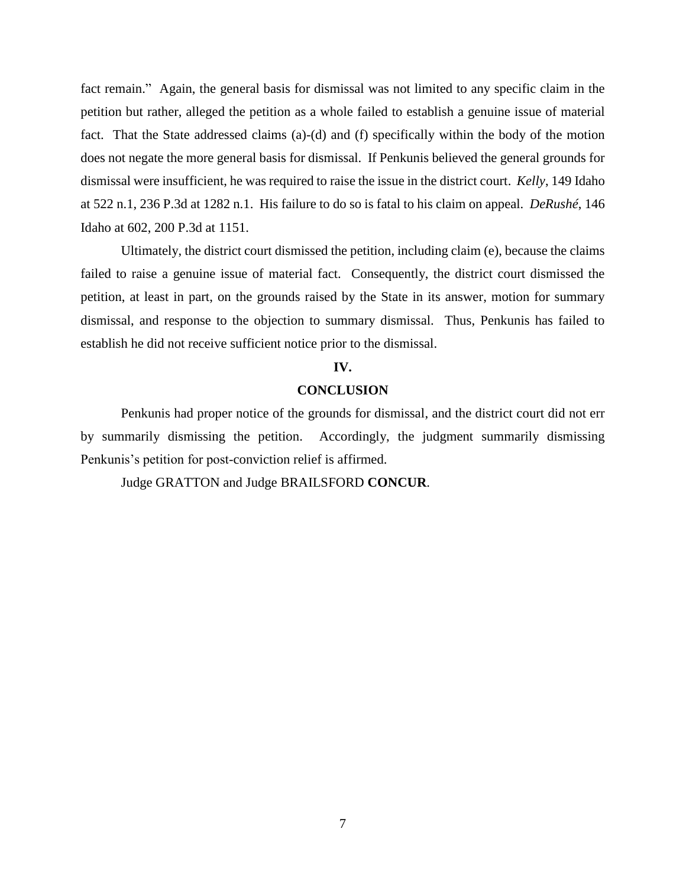fact remain." Again, the general basis for dismissal was not limited to any specific claim in the petition but rather, alleged the petition as a whole failed to establish a genuine issue of material fact. That the State addressed claims (a)-(d) and (f) specifically within the body of the motion does not negate the more general basis for dismissal. If Penkunis believed the general grounds for dismissal were insufficient, he was required to raise the issue in the district court. *Kelly*, 149 Idaho at 522 n.1, 236 P.3d at 1282 n.1. His failure to do so is fatal to his claim on appeal. *DeRushé*, 146 Idaho at 602, 200 P.3d at 1151.

Ultimately, the district court dismissed the petition, including claim (e), because the claims failed to raise a genuine issue of material fact. Consequently, the district court dismissed the petition, at least in part, on the grounds raised by the State in its answer, motion for summary dismissal, and response to the objection to summary dismissal. Thus, Penkunis has failed to establish he did not receive sufficient notice prior to the dismissal.

## IV.

## CONCLUSION

Penkunis had proper notice of the grounds for dismissal, and the district court did not err by summarily dismissing the petition. Accordingly, the judgment summarily dismissing Penkunis's petition for post-conviction relief is affirmed.

Judge GRATTON and Judge BRAILSFORD **CONCUR**.